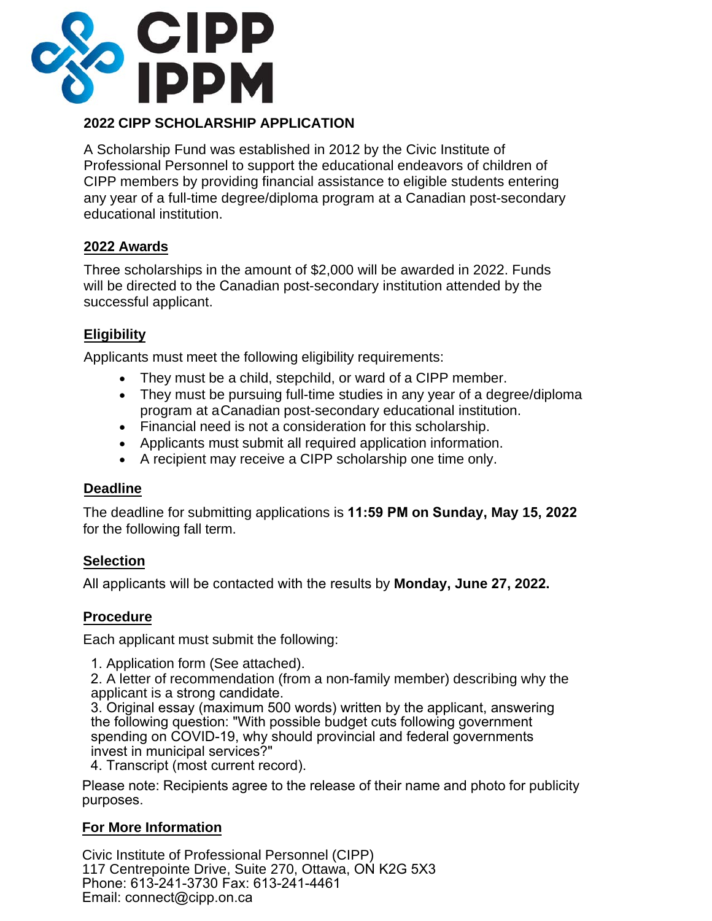CIPP
IPPM

# 2022 CIPP SCHOLARSHIP APPLICATION

A Scholarship Fund was established in 2012 by the Civic Institute of Professional Personnel to support the educational endeavors of children of CIPP members by providing financial assistance to eligible students entering any year of a full-time degree/diploma program at a Canadian post-secondary educational institution.

## 2022 Awards

Three scholarships in the amount of $2,000 will be awarded in 2022. Funds will be directed to the Canadian post-secondary institution attended by the successful applicant.

## Eligibility

Applicants must meet the following eligibility requirements:

- They must be a child, stepchild, or ward of a CIPP member.
- They must be pursuing full-time studies in any year of a degree/diploma program at a Canadian post-secondary educational institution.
- Financial need is not a consideration for this scholarship.
- Applicants must submit all required application information.
- A recipient may receive a CIPP scholarship one time only.

## Deadline

The deadline for submitting applications is **11:59 PM on Sunday, May 15, 2022** for the following fall term.

## Selection

All applicants will be contacted with the results by **Monday, June 27, 2022.**

## Procedure

Each applicant must submit the following:

1. Application form (See attached).
2. A letter of recommendation (from a non-family member) describing why the applicant is a strong candidate.
3. Original essay (maximum 500 words) written by the applicant, answering the following question: "With possible budget cuts following government spending on COVID-19, why should provincial and federal governments invest in municipal services?"
4. Transcript (most current record).

Please note: Recipients agree to the release of their name and photo for publicity purposes.

## For More Information

Civic Institute of Professional Personnel (CIPP)
117 Centrepointe Drive, Suite 270, Ottawa, ON K2G 5X3
Phone: 613-241-3730 Fax: 613-241-4461
Email: connect@cipp.on.ca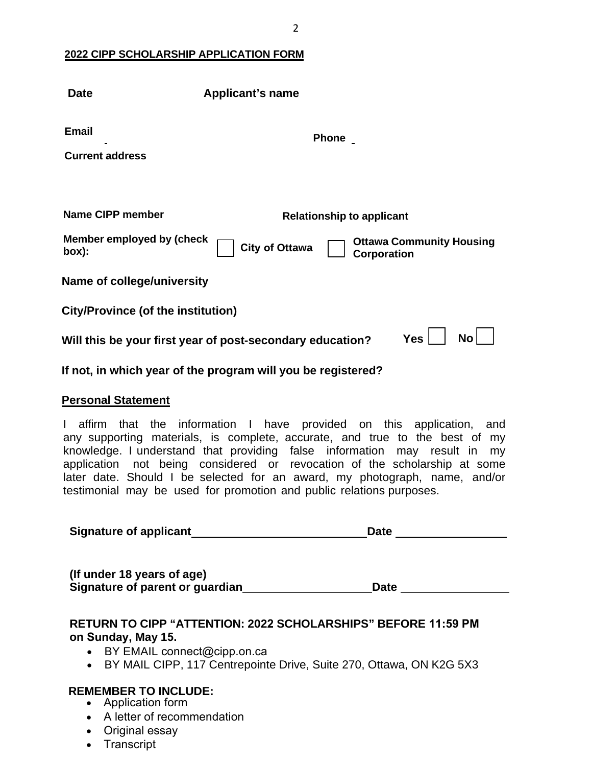**2022 CIPP SCHOLARSHIP APPLICATION FORM**

**Date** **Applicant's name**

**Email** **Phone**

**Current address**

**Name CIPP member** **Relationship to applicant**

**Member employed by (check box):** ☐ **City of Ottawa** ☐ **Ottawa Community Housing Corporation**

**Name of college/university**

**City/Province (of the institution)**

**Will this be your first year of post-secondary education?** **Yes** ☐ **No** ☐

**If not, in which year of the program will you be registered?**

## Personal Statement

I affirm that the information I have provided on this application, and any supporting materials, is complete, accurate, and true to the best of my knowledge. I understand that providing false information may result in my application not being considered or revocation of the scholarship at some later date. Should I be selected for an award, my photograph, name, and/or testimonial may be used for promotion and public relations purposes.

**Signature of applicant**\_\_\_\_\_\_\_\_\_\_\_\_\_\_\_\_\_\_\_\_\_\_\_\_\_\_\_\_ **Date** \_\_\_\_\_\_\_\_\_\_\_\_\_\_\_\_\_\_

**(If under 18 years of age)**
**Signature of parent or guardian**\_\_\_\_\_\_\_\_\_\_\_\_\_\_\_\_\_\_\_\_\_\_ **Date** \_\_\_\_\_\_\_\_\_\_\_\_\_\_\_\_\_\_

**RETURN TO CIPP "ATTENTION: 2022 SCHOLARSHIPS" BEFORE 11:59 PM on Sunday, May 15.**

- BY EMAIL connect@cipp.on.ca
- BY MAIL CIPP, 117 Centrepointe Drive, Suite 270, Ottawa, ON K2G 5X3

**REMEMBER TO INCLUDE:**

- Application form
- A letter of recommendation
- Original essay
- Transcript